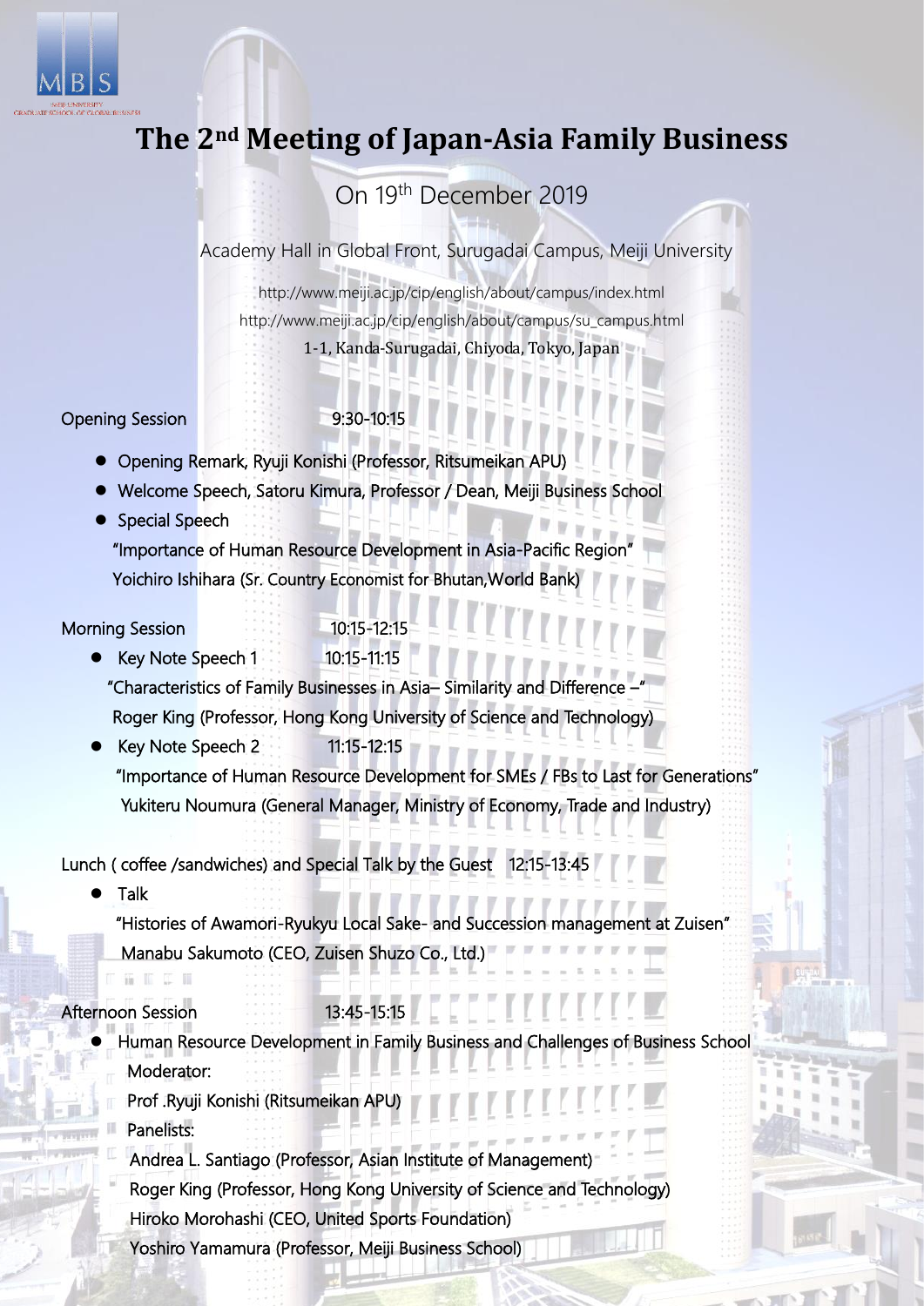MBS

MEIJI UNIVERSITY GRADUATE SCHOOL OF GLOBAL BUSINESS

# The 2nd Meeting of Japan-Asia Family Business

## On 19th December 2019

Academy Hall in Global Front, Surugadai Campus, Meiji University

http://www.meiji.ac.jp/cip/english/about/campus/index.html
http://www.meiji.ac.jp/cip/english/about/campus/su_campus.html
1-1, Kanda-Surugadai, Chiyoda, Tokyo, Japan

Opening Session 9:30-10:15

- Opening Remark, Ryuji Konishi (Professor, Ritsumeikan APU)
- Welcome Speech, Satoru Kimura, Professor / Dean, Meiji Business School
- Special Speech
  "Importance of Human Resource Development in Asia-Pacific Region"
  Yoichiro Ishihara (Sr. Country Economist for Bhutan,World Bank)

Morning Session 10:15-12:15

- Key Note Speech 1 10:15-11:15
  "Characteristics of Family Businesses in Asia– Similarity and Difference –"
  Roger King (Professor, Hong Kong University of Science and Technology)
- Key Note Speech 2 11:15-12:15
  "Importance of Human Resource Development for SMEs / FBs to Last for Generations"
  Yukiteru Noumura (General Manager, Ministry of Economy, Trade and Industry)

Lunch ( coffee /sandwiches) and Special Talk by the Guest 12:15-13:45

- Talk
  "Histories of Awamori-Ryukyu Local Sake- and Succession management at Zuisen"
  Manabu Sakumoto (CEO, Zuisen Shuzo Co., Ltd.)

Afternoon Session 13:45-15:15

- Human Resource Development in Family Business and Challenges of Business School
  Moderator:
  Prof .Ryuji Konishi (Ritsumeikan APU)
  Panelists:
  Andrea L. Santiago (Professor, Asian Institute of Management)
  Roger King (Professor, Hong Kong University of Science and Technology)
  Hiroko Morohashi (CEO, United Sports Foundation)
  Yoshiro Yamamura (Professor, Meiji Business School)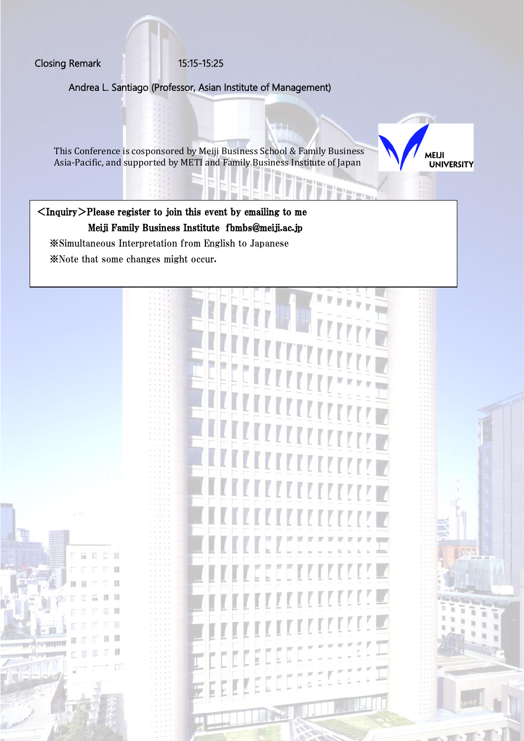Closing Remark 15:15-15:25

Andrea L. Santiago (Professor, Asian Institute of Management)

This Conference is cosponsored by Meiji Business School & Family Business Asia-Pacific, and supported by METI and Family Business Institute of Japan

MEIJI UNIVERSITY

**＜Inquiry＞Please register to join this event by emailing to me**

**Meiji Family Business Institute fbmbs@meiji.ac.jp**

※Simultaneous Interpretation from English to Japanese

※Note that some changes might occur.